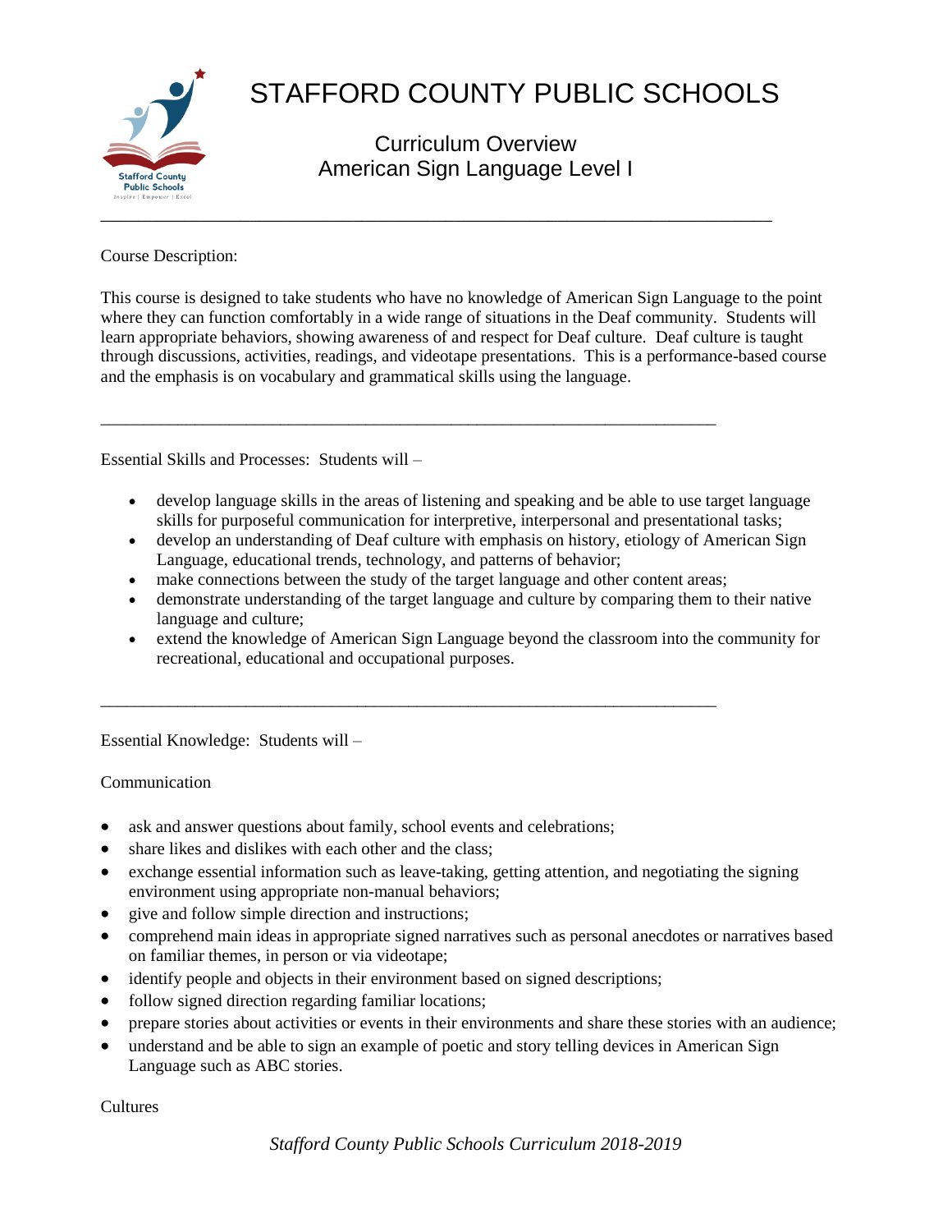# STAFFORD COUNTY PUBLIC SCHOOLS

## Curriculum Overview
## American Sign Language Level I

---

Course Description:

This course is designed to take students who have no knowledge of American Sign Language to the point where they can function comfortably in a wide range of situations in the Deaf community. Students will learn appropriate behaviors, showing awareness of and respect for Deaf culture. Deaf culture is taught through discussions, activities, readings, and videotape presentations. This is a performance-based course and the emphasis is on vocabulary and grammatical skills using the language.

---

Essential Skills and Processes: Students will –

- develop language skills in the areas of listening and speaking and be able to use target language skills for purposeful communication for interpretive, interpersonal and presentational tasks;
- develop an understanding of Deaf culture with emphasis on history, etiology of American Sign Language, educational trends, technology, and patterns of behavior;
- make connections between the study of the target language and other content areas;
- demonstrate understanding of the target language and culture by comparing them to their native language and culture;
- extend the knowledge of American Sign Language beyond the classroom into the community for recreational, educational and occupational purposes.

---

Essential Knowledge: Students will –

Communication

- ask and answer questions about family, school events and celebrations;
- share likes and dislikes with each other and the class;
- exchange essential information such as leave-taking, getting attention, and negotiating the signing environment using appropriate non-manual behaviors;
- give and follow simple direction and instructions;
- comprehend main ideas in appropriate signed narratives such as personal anecdotes or narratives based on familiar themes, in person or via videotape;
- identify people and objects in their environment based on signed descriptions;
- follow signed direction regarding familiar locations;
- prepare stories about activities or events in their environments and share these stories with an audience;
- understand and be able to sign an example of poetic and story telling devices in American Sign Language such as ABC stories.

Cultures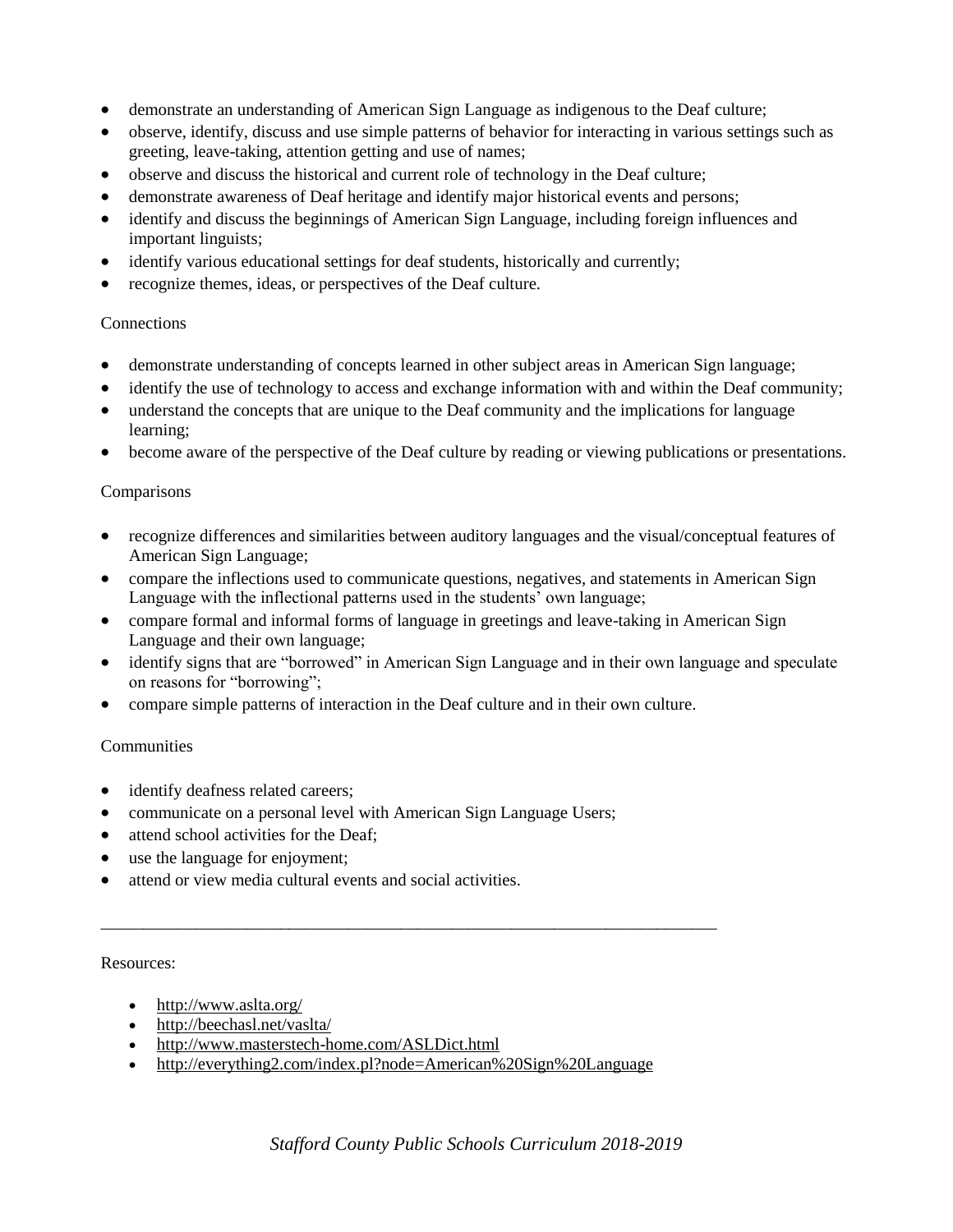- demonstrate an understanding of American Sign Language as indigenous to the Deaf culture;
- observe, identify, discuss and use simple patterns of behavior for interacting in various settings such as greeting, leave-taking, attention getting and use of names;
- observe and discuss the historical and current role of technology in the Deaf culture;
- demonstrate awareness of Deaf heritage and identify major historical events and persons;
- identify and discuss the beginnings of American Sign Language, including foreign influences and important linguists;
- identify various educational settings for deaf students, historically and currently;
- recognize themes, ideas, or perspectives of the Deaf culture.

Connections

- demonstrate understanding of concepts learned in other subject areas in American Sign language;
- identify the use of technology to access and exchange information with and within the Deaf community;
- understand the concepts that are unique to the Deaf community and the implications for language learning;
- become aware of the perspective of the Deaf culture by reading or viewing publications or presentations.

Comparisons

- recognize differences and similarities between auditory languages and the visual/conceptual features of American Sign Language;
- compare the inflections used to communicate questions, negatives, and statements in American Sign Language with the inflectional patterns used in the students' own language;
- compare formal and informal forms of language in greetings and leave-taking in American Sign Language and their own language;
- identify signs that are "borrowed" in American Sign Language and in their own language and speculate on reasons for "borrowing";
- compare simple patterns of interaction in the Deaf culture and in their own culture.

Communities

- identify deafness related careers;
- communicate on a personal level with American Sign Language Users;
- attend school activities for the Deaf;
- use the language for enjoyment;
- attend or view media cultural events and social activities.

---

Resources:

- http://www.aslta.org/
- http://beechasl.net/vaslta/
- http://www.masterstech-home.com/ASLDict.html
- http://everything2.com/index.pl?node=American%20Sign%20Language